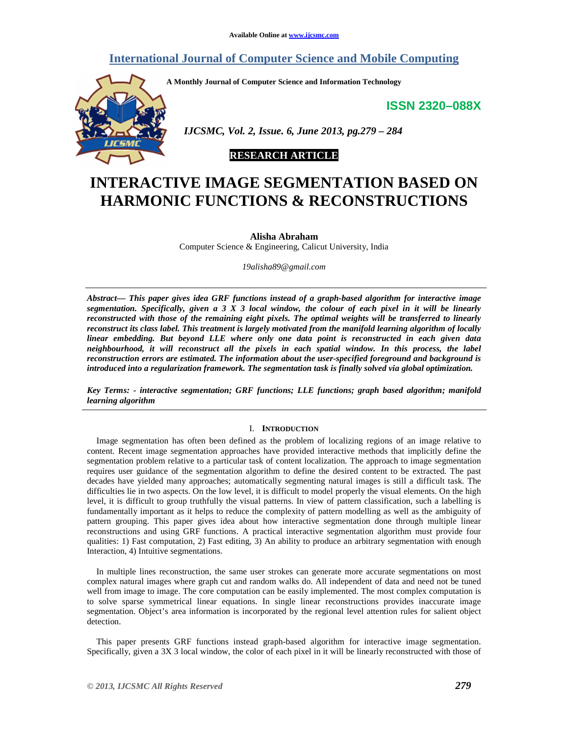# INTERACTIVE IMAGE SEGMENTATION BASED ON HARMONIC FUNCTIONS & RECONSTRUCTIONS

**Alisha Abraham**

Computer Science & Engineering, Calicut University, India

*19alisha89@gmail.com*

***Abstract— This paper gives idea GRF functions instead of a graph-based algorithm for interactive image segmentation. Specifically, given a 3 X 3 local window, the colour of each pixel in it will be linearly reconstructed with those of the remaining eight pixels. The optimal weights will be transferred to linearly reconstruct its class label. This treatment is largely motivated from the manifold learning algorithm of locally linear embedding. But beyond LLE where only one data point is reconstructed in each given data neighbourhood, it will reconstruct all the pixels in each spatial window. In this process, the label reconstruction errors are estimated. The information about the user-specified foreground and background is introduced into a regularization framework. The segmentation task is finally solved via global optimization.***

***Key Terms: - interactive segmentation; GRF functions; LLE functions; graph based algorithm; manifold learning algorithm***

## I. INTRODUCTION

Image segmentation has often been defined as the problem of localizing regions of an image relative to content. Recent image segmentation approaches have provided interactive methods that implicitly define the segmentation problem relative to a particular task of content localization. The approach to image segmentation requires user guidance of the segmentation algorithm to define the desired content to be extracted. The past decades have yielded many approaches; automatically segmenting natural images is still a difficult task. The difficulties lie in two aspects. On the low level, it is difficult to model properly the visual elements. On the high level, it is difficult to group truthfully the visual patterns. In view of pattern classification, such a labelling is fundamentally important as it helps to reduce the complexity of pattern modelling as well as the ambiguity of pattern grouping. This paper gives idea about how interactive segmentation done through multiple linear reconstructions and using GRF functions. A practical interactive segmentation algorithm must provide four qualities: 1) Fast computation, 2) Fast editing, 3) An ability to produce an arbitrary segmentation with enough Interaction, 4) Intuitive segmentations.

In multiple lines reconstruction, the same user strokes can generate more accurate segmentations on most complex natural images where graph cut and random walks do. All independent of data and need not be tuned well from image to image. The core computation can be easily implemented. The most complex computation is to solve sparse symmetrical linear equations. In single linear reconstructions provides inaccurate image segmentation. Object's area information is incorporated by the regional level attention rules for salient object detection.

This paper presents GRF functions instead graph-based algorithm for interactive image segmentation. Specifically, given a 3X 3 local window, the color of each pixel in it will be linearly reconstructed with those of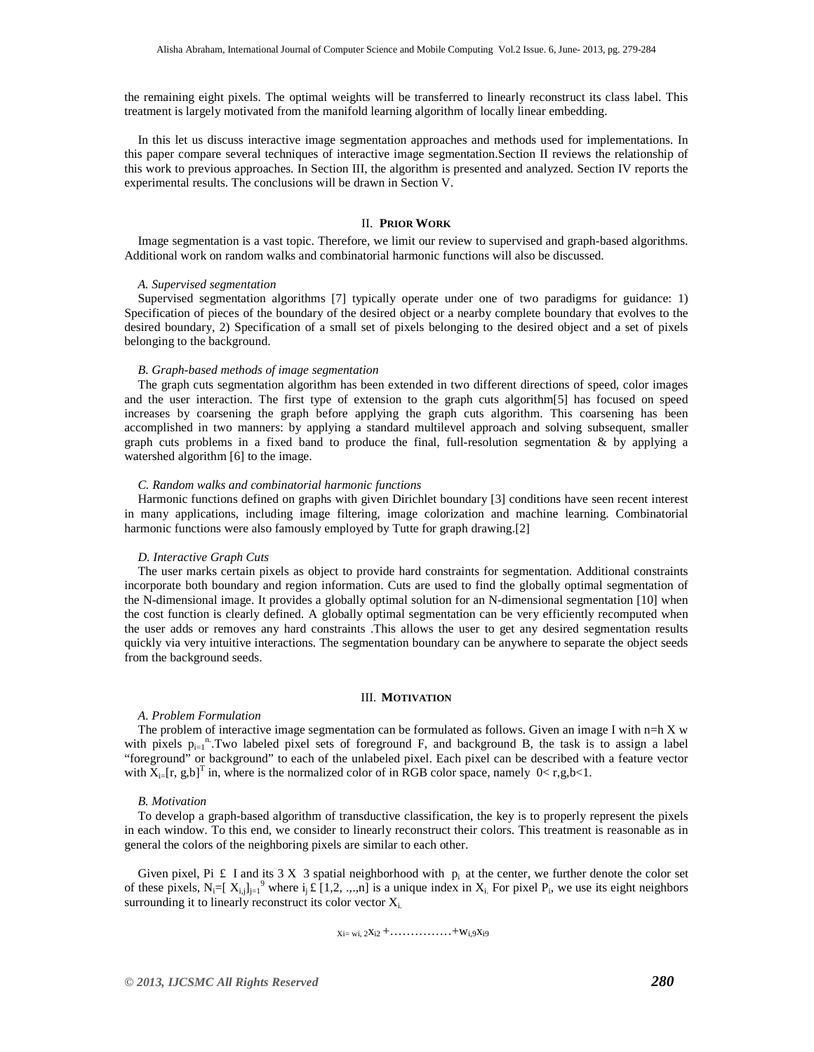the remaining eight pixels. The optimal weights will be transferred to linearly reconstruct its class label. This treatment is largely motivated from the manifold learning algorithm of locally linear embedding.

In this let us discuss interactive image segmentation approaches and methods used for implementations. In this paper compare several techniques of interactive image segmentation.Section II reviews the relationship of this work to previous approaches. In Section III, the algorithm is presented and analyzed. Section IV reports the experimental results. The conclusions will be drawn in Section V.

## II. PRIOR WORK

Image segmentation is a vast topic. Therefore, we limit our review to supervised and graph-based algorithms. Additional work on random walks and combinatorial harmonic functions will also be discussed.

### *A. Supervised segmentation*

Supervised segmentation algorithms [7] typically operate under one of two paradigms for guidance: 1) Specification of pieces of the boundary of the desired object or a nearby complete boundary that evolves to the desired boundary, 2) Specification of a small set of pixels belonging to the desired object and a set of pixels belonging to the background.

### *B. Graph-based methods of image segmentation*

The graph cuts segmentation algorithm has been extended in two different directions of speed, color images and the user interaction. The first type of extension to the graph cuts algorithm[5] has focused on speed increases by coarsening the graph before applying the graph cuts algorithm. This coarsening has been accomplished in two manners: by applying a standard multilevel approach and solving subsequent, smaller graph cuts problems in a fixed band to produce the final, full-resolution segmentation & by applying a watershed algorithm [6] to the image.

### *C. Random walks and combinatorial harmonic functions*

Harmonic functions defined on graphs with given Dirichlet boundary [3] conditions have seen recent interest in many applications, including image filtering, image colorization and machine learning. Combinatorial harmonic functions were also famously employed by Tutte for graph drawing.[2]

### *D. Interactive Graph Cuts*

The user marks certain pixels as object to provide hard constraints for segmentation. Additional constraints incorporate both boundary and region information. Cuts are used to find the globally optimal segmentation of the N-dimensional image. It provides a globally optimal solution for an N-dimensional segmentation [10] when the cost function is clearly defined. A globally optimal segmentation can be very efficiently recomputed when the user adds or removes any hard constraints .This allows the user to get any desired segmentation results quickly via very intuitive interactions. The segmentation boundary can be anywhere to separate the object seeds from the background seeds.

## III. MOTIVATION

### *A. Problem Formulation*

The problem of interactive image segmentation can be formulated as follows. Given an image I with n=h X w with pixels $p_{i=1}^{n}$.Two labeled pixel sets of foreground F, and background B, the task is to assign a label "foreground" or background" to each of the unlabeled pixel. Each pixel can be described with a feature vector with $X_i$=[r, g,b]$^T$ in, where is the normalized color of in RGB color space, namely 0< r,g,b<1.

### *B. Motivation*

To develop a graph-based algorithm of transductive classification, the key is to properly represent the pixels in each window. To this end, we consider to linearly reconstruct their colors. This treatment is reasonable as in general the colors of the neighboring pixels are similar to each other.

Given pixel, Pi £ I and its 3 X 3 spatial neighborhood with $p_i$ at the center, we further denote the color set of these pixels, $N_i=[X_{i,j}]_{j=1}^{9}$ where $i_j$ £ [1,2, .,.,n] is a unique index in $X_i$. For pixel $P_i$, we use its eight neighbors surrounding it to linearly reconstruct its color vector $X_i$.

$$x_i = w_{i,2}x_{i2} + \ldots\ldots\ldots\ldots\ldots + w_{i,9}x_{i9}$$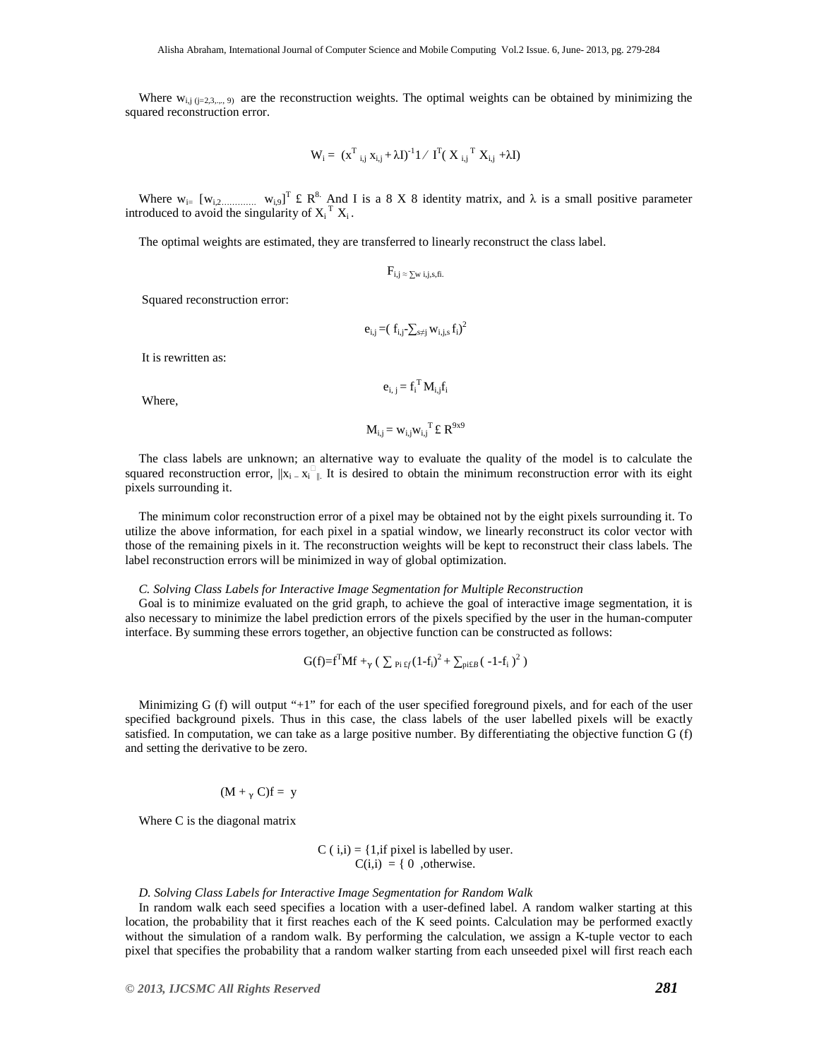Where $w_{i,j\,(j=2,3,...,9)}$ are the reconstruction weights. The optimal weights can be obtained by minimizing the squared reconstruction error.

$$W_i = (x^T_{\ i,j}\, x_{i,j} + \lambda I)^{-1} 1 \,/\, I^T( X_{\ i,j}^{\ T}\, X_{i,j} + \lambda I)$$

Where $w_i = [w_{i,2 .............}\ w_{i,9}]^T$ £ $R^{8.}$ And I is a 8 X 8 identity matrix, and $\lambda$ is a small positive parameter introduced to avoid the singularity of $X_i^{\ T}\ X_i$.

The optimal weights are estimated, they are transferred to linearly reconstruct the class label.

$$F_{i,j} \approx \sum w_{\ i,j,s,fi.}$$

Squared reconstruction error:

$$e_{i,j} = ( f_{i,j} - \sum_{s \neq j} w_{i,j,s}\, f_i)^2$$

It is rewritten as:

$$e_{i,\,j} = f_i^{\ T}\, M_{i,j} f_i$$

Where,

$$M_{i,j} = w_{i,j} w_{i,j}^{\ T} \text{ £ } R^{9x9}$$

The class labels are unknown; an alternative way to evaluate the quality of the model is to calculate the squared reconstruction error, $\|x_i - x_i^{\square}\|$. It is desired to obtain the minimum reconstruction error with its eight pixels surrounding it.

The minimum color reconstruction error of a pixel may be obtained not by the eight pixels surrounding it. To utilize the above information, for each pixel in a spatial window, we linearly reconstruct its color vector with those of the remaining pixels in it. The reconstruction weights will be kept to reconstruct their class labels. The label reconstruction errors will be minimized in way of global optimization.

### *C. Solving Class Labels for Interactive Image Segmentation for Multiple Reconstruction*

Goal is to minimize evaluated on the grid graph, to achieve the goal of interactive image segmentation, it is also necessary to minimize the label prediction errors of the pixels specified by the user in the human-computer interface. By summing these errors together, an objective function can be constructed as follows:

$$G(f) = f^T Mf +_{\gamma} \left( \sum_{\ Pi\ £f} (1-f_i)^2 + \sum_{pi£B} ( -1-f_i )^2 \right)$$

Minimizing G (f) will output "+1" for each of the user specified foreground pixels, and for each of the user specified background pixels. Thus in this case, the class labels of the user labelled pixels will be exactly satisfied. In computation, we can take as a large positive number. By differentiating the objective function G (f) and setting the derivative to be zero.

$$(M +_{\gamma} C)f = y$$

Where C is the diagonal matrix

$$C(i,i) = \{1, \text{if pixel is labelled by user.}$$
$$C(i,i) = \{\ 0\ , \text{otherwise.}$$

### *D. Solving Class Labels for Interactive Image Segmentation for Random Walk*

In random walk each seed specifies a location with a user-defined label. A random walker starting at this location, the probability that it first reaches each of the K seed points. Calculation may be performed exactly without the simulation of a random walk. By performing the calculation, we assign a K-tuple vector to each pixel that specifies the probability that a random walker starting from each unseeded pixel will first reach each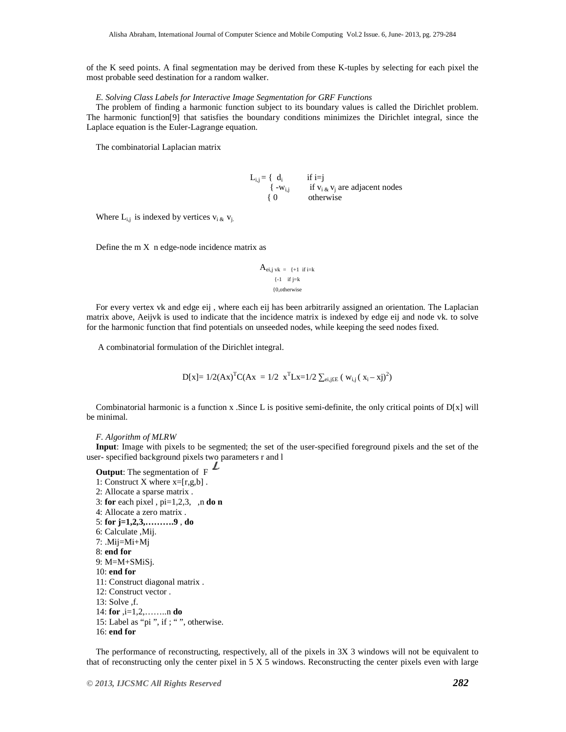of the K seed points. A final segmentation may be derived from these K-tuples by selecting for each pixel the most probable seed destination for a random walker.

### *E. Solving Class Labels for Interactive Image Segmentation for GRF Functions*

The problem of finding a harmonic function subject to its boundary values is called the Dirichlet problem. The harmonic function[9] that satisfies the boundary conditions minimizes the Dirichlet integral, since the Laplace equation is the Euler-Lagrange equation.

The combinatorial Laplacian matrix

$$L_{i,j} = \begin{cases} d_i & \text{if } i=j \\ -w_{i,j} & \text{if } v_i \;\&\; v_j \text{ are adjacent nodes} \\ 0 & \text{otherwise} \end{cases}$$

Where $L_{i,j}$ is indexed by vertices $v_i$ & $v_j$.

Define the m X n edge-node incidence matrix as

$$A_{e_{i,j}\, v_k} = \begin{cases} +1 & \text{if } i=k \\ -1 & \text{if } j=k \\ 0, & \text{otherwise} \end{cases}$$

For every vertex vk and edge eij , where each eij has been arbitrarily assigned an orientation. The Laplacian matrix above, Aeijvk is used to indicate that the incidence matrix is indexed by edge eij and node vk. to solve for the harmonic function that find potentials on unseeded nodes, while keeping the seed nodes fixed.

A combinatorial formulation of the Dirichlet integral.

$$D[x]= 1/2(Ax)^T C(Ax \;=\; 1/2\;\; x^T Lx=1/2 \sum_{e_{i,j} \pounds E} (\, w_{i,j} (\, x_i - xj)^2)$$

Combinatorial harmonic is a function x .Since L is positive semi-definite, the only critical points of D[x] will be minimal.

### *F. Algorithm of MLRW*

**Input**: Image with pixels to be segmented; the set of the user-specified foreground pixels and the set of the user- specified background pixels two parameters r and l

**Output**: The segmentation of F $\mathcal{L}$

1: Construct X where x=[r,g,b] .
2: Allocate a sparse matrix .
3: **for** each pixel , pi=1,2,3, ,n **do n**
4: Allocate a zero matrix .
5: **for j=1,2,3,……….9** , **do**
6: Calculate ,Mij.
7: .Mij=Mi+Mj
8: **end for**
9: M=M+SMiSj.
10: **end for**
11: Construct diagonal matrix .
12: Construct vector .
13: Solve ,f.
14: **for** ,i=1,2,……..n **do**
15: Label as "pi ", if ; " ", otherwise.
16: **end for**

The performance of reconstructing, respectively, all of the pixels in 3X 3 windows will not be equivalent to that of reconstructing only the center pixel in 5 X 5 windows. Reconstructing the center pixels even with large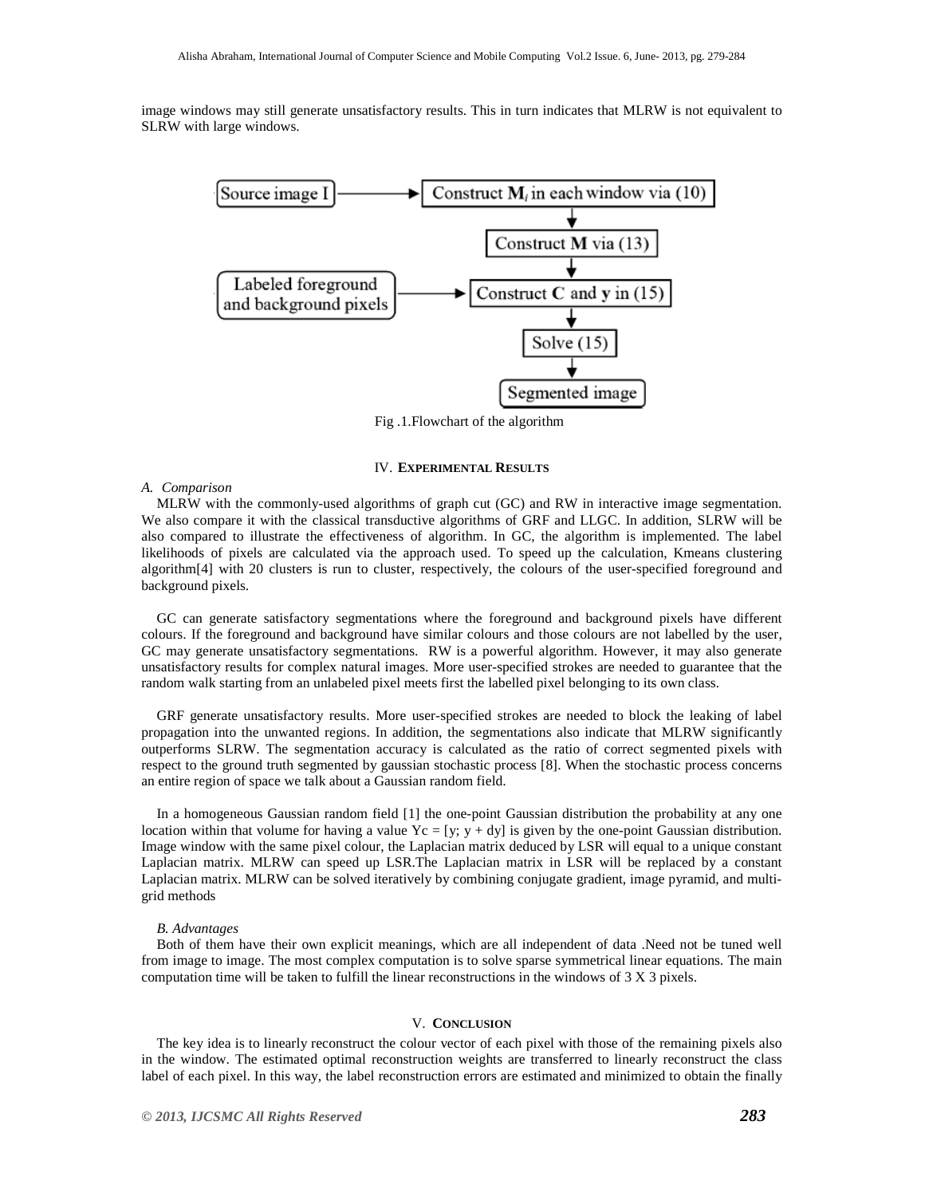image windows may still generate unsatisfactory results. This in turn indicates that MLRW is not equivalent to SLRW with large windows.

Source image I → Construct $\mathbf{M}_i$ in each window via (10) → Construct $\mathbf{M}$ via (13) → Construct $\mathbf{C}$ and $\mathbf{y}$ in (15) ← Labeled foreground and background pixels → Solve (15) → Segmented image

Fig .1.Flowchart of the algorithm

## IV. Experimental Results

### *A. Comparison*

MLRW with the commonly-used algorithms of graph cut (GC) and RW in interactive image segmentation. We also compare it with the classical transductive algorithms of GRF and LLGC. In addition, SLRW will be also compared to illustrate the effectiveness of algorithm. In GC, the algorithm is implemented. The label likelihoods of pixels are calculated via the approach used. To speed up the calculation, Kmeans clustering algorithm[4] with 20 clusters is run to cluster, respectively, the colours of the user-specified foreground and background pixels.

GC can generate satisfactory segmentations where the foreground and background pixels have different colours. If the foreground and background have similar colours and those colours are not labelled by the user, GC may generate unsatisfactory segmentations. RW is a powerful algorithm. However, it may also generate unsatisfactory results for complex natural images. More user-specified strokes are needed to guarantee that the random walk starting from an unlabeled pixel meets first the labelled pixel belonging to its own class.

GRF generate unsatisfactory results. More user-specified strokes are needed to block the leaking of label propagation into the unwanted regions. In addition, the segmentations also indicate that MLRW significantly outperforms SLRW. The segmentation accuracy is calculated as the ratio of correct segmented pixels with respect to the ground truth segmented by gaussian stochastic process [8]. When the stochastic process concerns an entire region of space we talk about a Gaussian random field.

In a homogeneous Gaussian random field [1] the one-point Gaussian distribution the probability at any one location within that volume for having a value $Yc = [y; y + dy]$ is given by the one-point Gaussian distribution. Image window with the same pixel colour, the Laplacian matrix deduced by LSR will equal to a unique constant Laplacian matrix. MLRW can speed up LSR.The Laplacian matrix in LSR will be replaced by a constant Laplacian matrix. MLRW can be solved iteratively by combining conjugate gradient, image pyramid, and multi-grid methods

### *B. Advantages*

Both of them have their own explicit meanings, which are all independent of data .Need not be tuned well from image to image. The most complex computation is to solve sparse symmetrical linear equations. The main computation time will be taken to fulfill the linear reconstructions in the windows of 3 X 3 pixels.

## V. Conclusion

The key idea is to linearly reconstruct the colour vector of each pixel with those of the remaining pixels also in the window. The estimated optimal reconstruction weights are transferred to linearly reconstruct the class label of each pixel. In this way, the label reconstruction errors are estimated and minimized to obtain the finally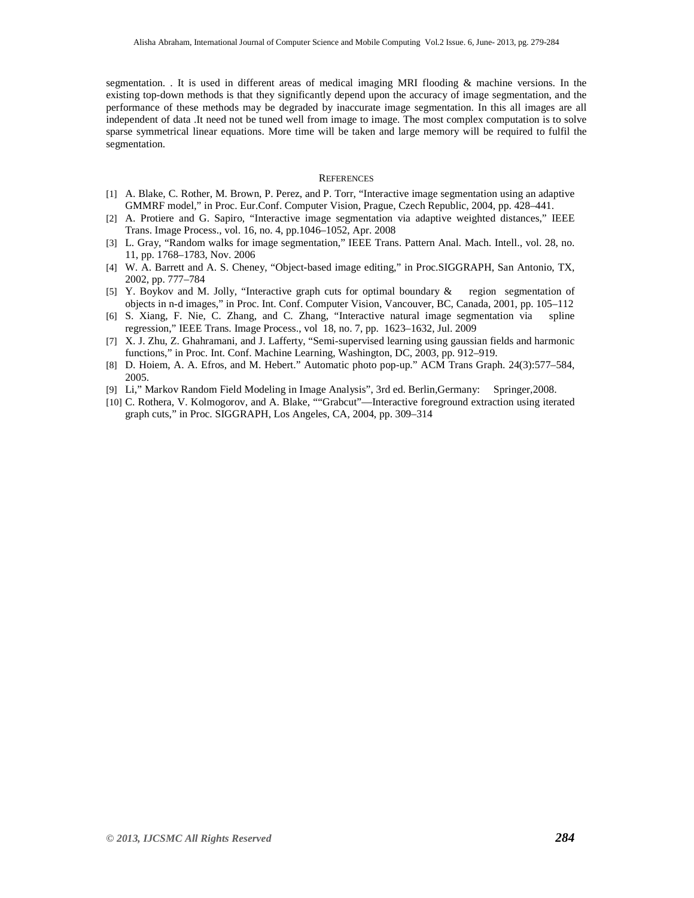segmentation. . It is used in different areas of medical imaging MRI flooding & machine versions. In the existing top-down methods is that they significantly depend upon the accuracy of image segmentation, and the performance of these methods may be degraded by inaccurate image segmentation. In this all images are all independent of data .It need not be tuned well from image to image. The most complex computation is to solve sparse symmetrical linear equations. More time will be taken and large memory will be required to fulfil the segmentation.

## REFERENCES

[1] A. Blake, C. Rother, M. Brown, P. Perez, and P. Torr, "Interactive image segmentation using an adaptive GMMRF model," in Proc. Eur.Conf. Computer Vision, Prague, Czech Republic, 2004, pp. 428–441.

[2] A. Protiere and G. Sapiro, "Interactive image segmentation via adaptive weighted distances," IEEE Trans. Image Process., vol. 16, no. 4, pp.1046–1052, Apr. 2008

[3] L. Gray, "Random walks for image segmentation," IEEE Trans. Pattern Anal. Mach. Intell., vol. 28, no. 11, pp. 1768–1783, Nov. 2006

[4] W. A. Barrett and A. S. Cheney, "Object-based image editing," in Proc.SIGGRAPH, San Antonio, TX, 2002, pp. 777–784

[5] Y. Boykov and M. Jolly, "Interactive graph cuts for optimal boundary & region segmentation of objects in n-d images," in Proc. Int. Conf. Computer Vision, Vancouver, BC, Canada, 2001, pp. 105–112

[6] S. Xiang, F. Nie, C. Zhang, and C. Zhang, "Interactive natural image segmentation via spline regression," IEEE Trans. Image Process., vol 18, no. 7, pp. 1623–1632, Jul. 2009

[7] X. J. Zhu, Z. Ghahramani, and J. Lafferty, "Semi-supervised learning using gaussian fields and harmonic functions," in Proc. Int. Conf. Machine Learning, Washington, DC, 2003, pp. 912–919.

[8] D. Hoiem, A. A. Efros, and M. Hebert." Automatic photo pop-up." ACM Trans Graph. 24(3):577–584, 2005.

[9] Li," Markov Random Field Modeling in Image Analysis", 3rd ed. Berlin,Germany: Springer,2008.

[10] C. Rothera, V. Kolmogorov, and A. Blake, ""Grabcut"—Interactive foreground extraction using iterated graph cuts," in Proc. SIGGRAPH, Los Angeles, CA, 2004, pp. 309–314